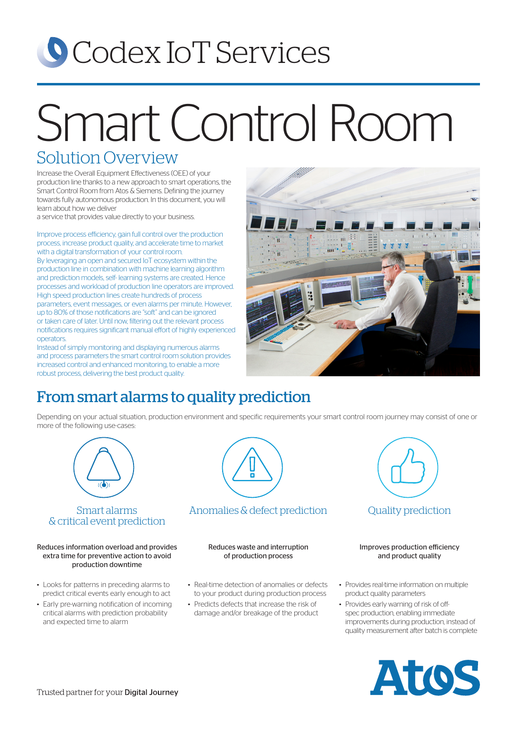# Codex IoT Services

# Smart Control Room

## Solution Overview

Increase the Overall Equipment Effectiveness (OEE) of your production line thanks to a new approach to smart operations, the Smart Control Room from Atos & Siemens. Defining the journey towards fully autonomous production. In this document, you will learn about how we deliver
a service that provides value directly to your business.

Improve process efficiency, gain full control over the production process, increase product quality, and accelerate time to market with a digital transformation of your control room.
By leveraging an open and secured IoT ecosystem within the production line in combination with machine learning algorithm and prediction models, self- learning systems are created. Hence processes and workload of production line operators are improved.
High speed production lines create hundreds of process parameters, event messages, or even alarms per minute. However, up to 80% of those notifications are "soft" and can be ignored or taken care of later. Until now, filtering out the relevant process notifications requires significant manual effort of highly experienced operators.
Instead of simply monitoring and displaying numerous alarms and process parameters the smart control room solution provides increased control and enhanced monitoring, to enable a more robust process, delivering the best product quality.

## From smart alarms to quality prediction

Depending on your actual situation, production environment and specific requirements your smart control room journey may consist of one or more of the following use-cases:

### Smart alarms & critical event prediction

Reduces information overload and provides extra time for preventive action to avoid production downtime

- Looks for patterns in preceding alarms to predict critical events early enough to act
- Early pre-warning notification of incoming critical alarms with prediction probability and expected time to alarm

### Anomalies & defect prediction

Reduces waste and interruption of production process

- Real-time detection of anomalies or defects to your product during production process
- Predicts defects that increase the risk of damage and/or breakage of the product

### Quality prediction

Improves production efficiency and product quality

- Provides real-time information on multiple product quality parameters
- Provides early warning of risk of off-spec production, enabling immediate improvements during production, instead of quality measurement after batch is complete

Trusted partner for your Digital Journey

Atos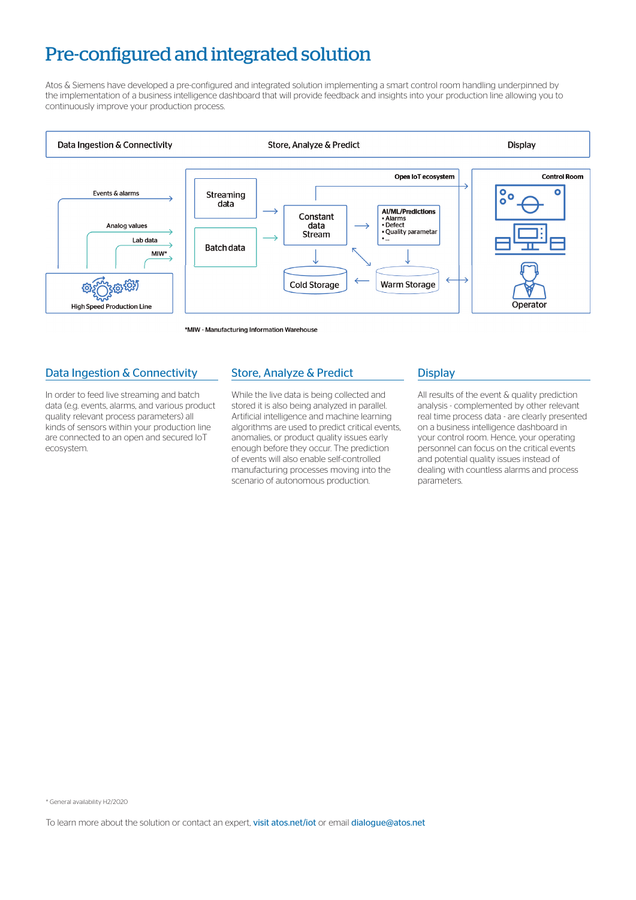# Pre-configured and integrated solution

Atos & Siemens have developed a pre-configured and integrated solution implementing a smart control room handling underpinned by the implementation of a business intelligence dashboard that will provide feedback and insights into your production line allowing you to continuously improve your production process.

Data Ingestion & Connectivity

Store, Analyze & Predict

Display

Events & alarms

Analog values

Lab data

MIW*

High Speed Production Line

Open IoT ecosystem

Streaming data

Batch data

Constant data Stream

AI/ML/Predictions
• Alarms
• Defect
• Quality parametar
• ...

Cold Storage

Warm Storage

Control Room

Operator

*MIW - Manufacturing Information Warehouse

## Data Ingestion & Connectivity

In order to feed live streaming and batch data (e.g. events, alarms, and various product quality relevant process parameters) all kinds of sensors within your production line are connected to an open and secured IoT ecosystem.

## Store, Analyze & Predict

While the live data is being collected and stored it is also being analyzed in parallel. Artificial intelligence and machine learning algorithms are used to predict critical events, anomalies, or product quality issues early enough before they occur. The prediction of events will also enable self-controlled manufacturing processes moving into the scenario of autonomous production.

## Display

All results of the event & quality prediction analysis - complemented by other relevant real time process data - are clearly presented on a business intelligence dashboard in your control room. Hence, your operating personnel can focus on the critical events and potential quality issues instead of dealing with countless alarms and process parameters.

* General availability H2/2020

To learn more about the solution or contact an expert, visit atos.net/iot or email dialogue@atos.net